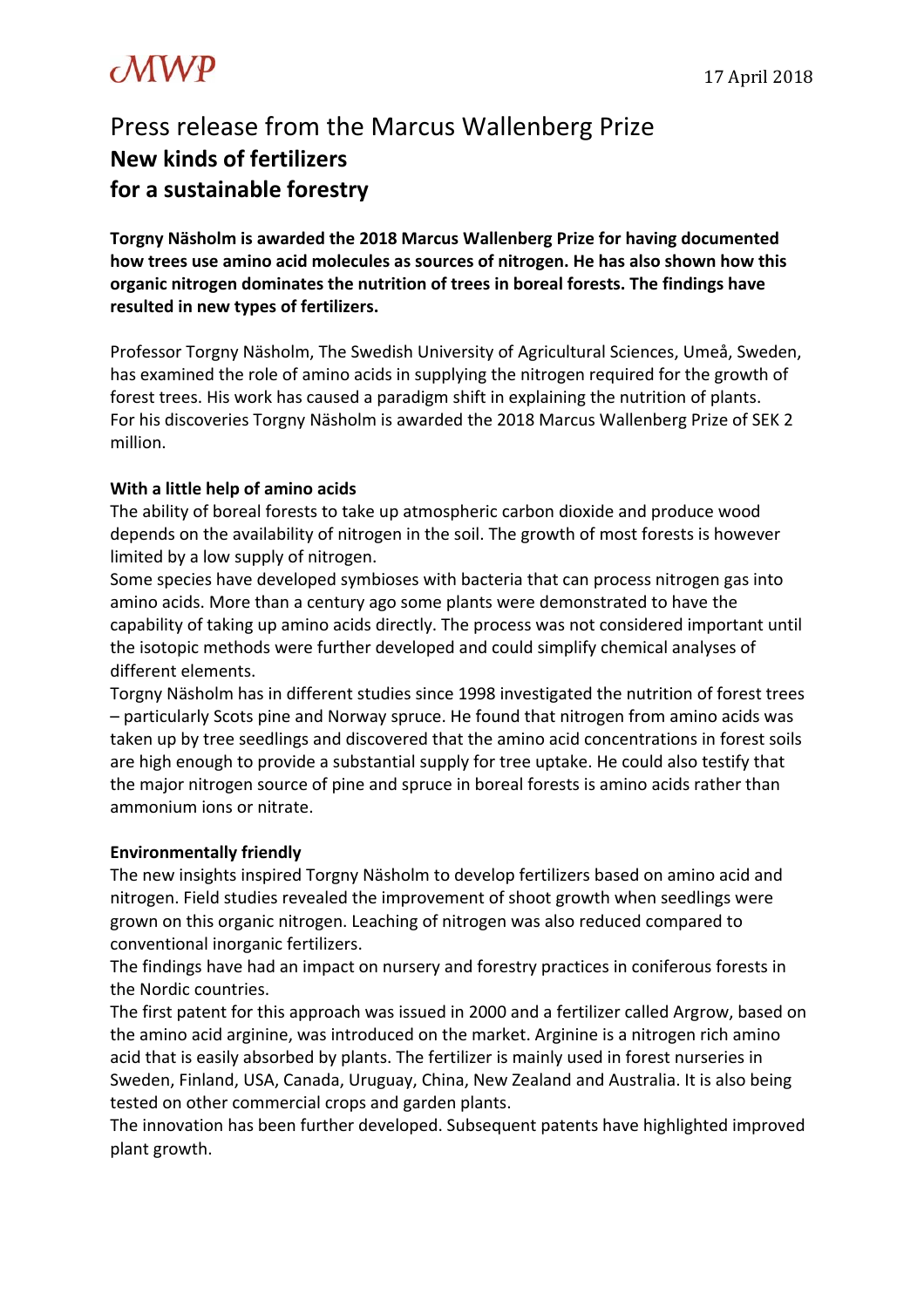MWP

17 April 2018

# Press release from the Marcus Wallenberg Prize
## **New kinds of fertilizers for a sustainable forestry**

**Torgny Näsholm is awarded the 2018 Marcus Wallenberg Prize for having documented how trees use amino acid molecules as sources of nitrogen. He has also shown how this organic nitrogen dominates the nutrition of trees in boreal forests. The findings have resulted in new types of fertilizers.**

Professor Torgny Näsholm, The Swedish University of Agricultural Sciences, Umeå, Sweden, has examined the role of amino acids in supplying the nitrogen required for the growth of forest trees. His work has caused a paradigm shift in explaining the nutrition of plants. For his discoveries Torgny Näsholm is awarded the 2018 Marcus Wallenberg Prize of SEK 2 million.

### **With a little help of amino acids**

The ability of boreal forests to take up atmospheric carbon dioxide and produce wood depends on the availability of nitrogen in the soil. The growth of most forests is however limited by a low supply of nitrogen.

Some species have developed symbioses with bacteria that can process nitrogen gas into amino acids. More than a century ago some plants were demonstrated to have the capability of taking up amino acids directly. The process was not considered important until the isotopic methods were further developed and could simplify chemical analyses of different elements.

Torgny Näsholm has in different studies since 1998 investigated the nutrition of forest trees – particularly Scots pine and Norway spruce. He found that nitrogen from amino acids was taken up by tree seedlings and discovered that the amino acid concentrations in forest soils are high enough to provide a substantial supply for tree uptake. He could also testify that the major nitrogen source of pine and spruce in boreal forests is amino acids rather than ammonium ions or nitrate.

### **Environmentally friendly**

The new insights inspired Torgny Näsholm to develop fertilizers based on amino acid and nitrogen. Field studies revealed the improvement of shoot growth when seedlings were grown on this organic nitrogen. Leaching of nitrogen was also reduced compared to conventional inorganic fertilizers.

The findings have had an impact on nursery and forestry practices in coniferous forests in the Nordic countries.

The first patent for this approach was issued in 2000 and a fertilizer called Argrow, based on the amino acid arginine, was introduced on the market. Arginine is a nitrogen rich amino acid that is easily absorbed by plants. The fertilizer is mainly used in forest nurseries in Sweden, Finland, USA, Canada, Uruguay, China, New Zealand and Australia. It is also being tested on other commercial crops and garden plants.

The innovation has been further developed. Subsequent patents have highlighted improved plant growth.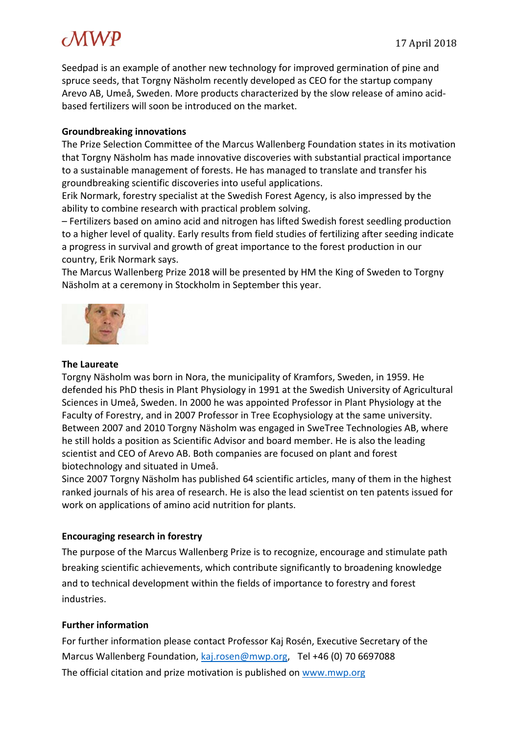Seedpad is an example of another new technology for improved germination of pine and spruce seeds, that Torgny Näsholm recently developed as CEO for the startup company Arevo AB, Umeå, Sweden. More products characterized by the slow release of amino acid-based fertilizers will soon be introduced on the market.

**Groundbreaking innovations**

The Prize Selection Committee of the Marcus Wallenberg Foundation states in its motivation that Torgny Näsholm has made innovative discoveries with substantial practical importance to a sustainable management of forests. He has managed to translate and transfer his groundbreaking scientific discoveries into useful applications.

Erik Normark, forestry specialist at the Swedish Forest Agency, is also impressed by the ability to combine research with practical problem solving.

– Fertilizers based on amino acid and nitrogen has lifted Swedish forest seedling production to a higher level of quality. Early results from field studies of fertilizing after seeding indicate a progress in survival and growth of great importance to the forest production in our country, Erik Normark says.

The Marcus Wallenberg Prize 2018 will be presented by HM the King of Sweden to Torgny Näsholm at a ceremony in Stockholm in September this year.

**The Laureate**

Torgny Näsholm was born in Nora, the municipality of Kramfors, Sweden, in 1959. He defended his PhD thesis in Plant Physiology in 1991 at the Swedish University of Agricultural Sciences in Umeå, Sweden. In 2000 he was appointed Professor in Plant Physiology at the Faculty of Forestry, and in 2007 Professor in Tree Ecophysiology at the same university. Between 2007 and 2010 Torgny Näsholm was engaged in SweTree Technologies AB, where he still holds a position as Scientific Advisor and board member. He is also the leading scientist and CEO of Arevo AB. Both companies are focused on plant and forest biotechnology and situated in Umeå.

Since 2007 Torgny Näsholm has published 64 scientific articles, many of them in the highest ranked journals of his area of research. He is also the lead scientist on ten patents issued for work on applications of amino acid nutrition for plants.

**Encouraging research in forestry**

The purpose of the Marcus Wallenberg Prize is to recognize, encourage and stimulate path breaking scientific achievements, which contribute significantly to broadening knowledge and to technical development within the fields of importance to forestry and forest industries.

**Further information**

For further information please contact Professor Kaj Rosén, Executive Secretary of the Marcus Wallenberg Foundation, kaj.rosen@mwp.org, Tel +46 (0) 70 6697088

The official citation and prize motivation is published on www.mwp.org